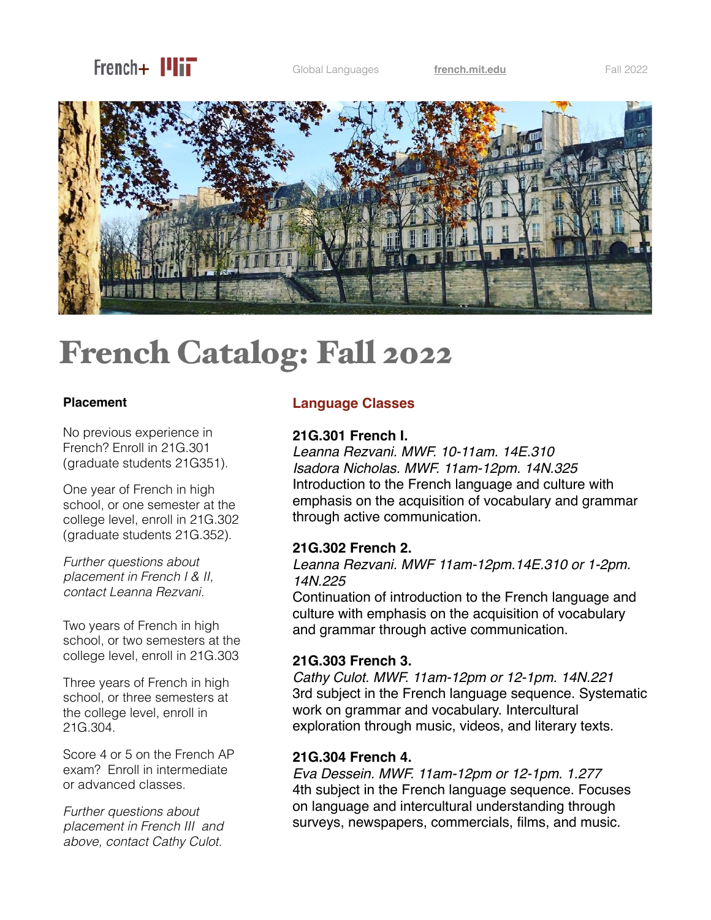French+ MIT Global Languages **french.mit.edu** Fall 2022

# French Catalog: Fall 2022

**Placement**

No previous experience in French? Enroll in 21G.301 (graduate students 21G351).

One year of French in high school, or one semester at the college level, enroll in 21G.302 (graduate students 21G.352).

*Further questions about placement in French I & II, contact Leanna Rezvani.*

Two years of French in high school, or two semesters at the college level, enroll in 21G.303

Three years of French in high school, or three semesters at the college level, enroll in 21G.304.

Score 4 or 5 on the French AP exam? Enroll in intermediate or advanced classes.

*Further questions about placement in French III and above, contact Cathy Culot.*

## Language Classes

**21G.301 French I.**
*Leanna Rezvani. MWF. 10-11am. 14E.310*
*Isadora Nicholas. MWF. 11am-12pm. 14N.325*
Introduction to the French language and culture with emphasis on the acquisition of vocabulary and grammar through active communication.

**21G.302 French 2.**
*Leanna Rezvani. MWF 11am-12pm.14E.310 or 1-2pm. 14N.225*
Continuation of introduction to the French language and culture with emphasis on the acquisition of vocabulary and grammar through active communication.

**21G.303 French 3.**
*Cathy Culot. MWF. 11am-12pm or 12-1pm. 14N.221*
3rd subject in the French language sequence. Systematic work on grammar and vocabulary. Intercultural exploration through music, videos, and literary texts.

**21G.304 French 4.**
*Eva Dessein. MWF. 11am-12pm or 12-1pm. 1.277*
4th subject in the French language sequence. Focuses on language and intercultural understanding through surveys, newspapers, commercials, films, and music.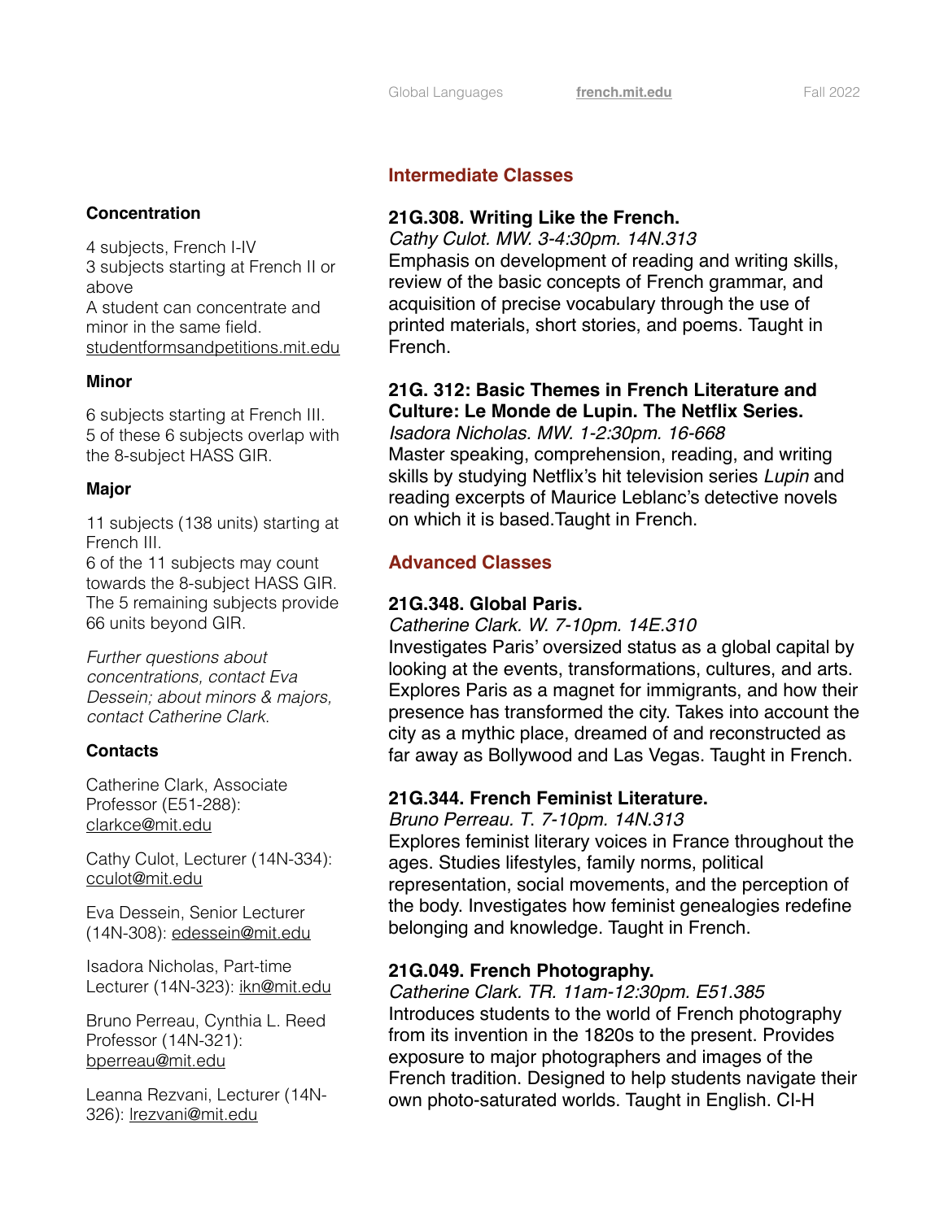### Concentration

4 subjects, French I-IV
3 subjects starting at French II or above
A student can concentrate and minor in the same field.
studentformsandpetitions.mit.edu

### Minor

6 subjects starting at French III.
5 of these 6 subjects overlap with the 8-subject HASS GIR.

### Major

11 subjects (138 units) starting at French III.
6 of the 11 subjects may count towards the 8-subject HASS GIR.
The 5 remaining subjects provide 66 units beyond GIR.

*Further questions about concentrations, contact Eva Dessein; about minors & majors, contact Catherine Clark.*

### Contacts

Catherine Clark, Associate Professor (E51-288): clarkce@mit.edu

Cathy Culot, Lecturer (14N-334): cculot@mit.edu

Eva Dessein, Senior Lecturer (14N-308): edessein@mit.edu

Isadora Nicholas, Part-time Lecturer (14N-323): ikn@mit.edu

Bruno Perreau, Cynthia L. Reed Professor (14N-321): bperreau@mit.edu

Leanna Rezvani, Lecturer (14N-326): lrezvani@mit.edu

## Intermediate Classes

### 21G.308. Writing Like the French.

*Cathy Culot. MW. 3-4:30pm. 14N.313*
Emphasis on development of reading and writing skills, review of the basic concepts of French grammar, and acquisition of precise vocabulary through the use of printed materials, short stories, and poems. Taught in French.

### 21G. 312: Basic Themes in French Literature and Culture: Le Monde de Lupin. The Netflix Series.

*Isadora Nicholas. MW. 1-2:30pm. 16-668*
Master speaking, comprehension, reading, and writing skills by studying Netflix's hit television series *Lupin* and reading excerpts of Maurice Leblanc's detective novels on which it is based.Taught in French.

## Advanced Classes

### 21G.348. Global Paris.

*Catherine Clark. W. 7-10pm. 14E.310*
Investigates Paris' oversized status as a global capital by looking at the events, transformations, cultures, and arts. Explores Paris as a magnet for immigrants, and how their presence has transformed the city. Takes into account the city as a mythic place, dreamed of and reconstructed as far away as Bollywood and Las Vegas. Taught in French.

### 21G.344. French Feminist Literature.

*Bruno Perreau. T. 7-10pm. 14N.313*
Explores feminist literary voices in France throughout the ages. Studies lifestyles, family norms, political representation, social movements, and the perception of the body. Investigates how feminist genealogies redefine belonging and knowledge. Taught in French.

### 21G.049. French Photography.

*Catherine Clark. TR. 11am-12:30pm. E51.385*
Introduces students to the world of French photography from its invention in the 1820s to the present. Provides exposure to major photographers and images of the French tradition. Designed to help students navigate their own photo-saturated worlds. Taught in English. CI-H